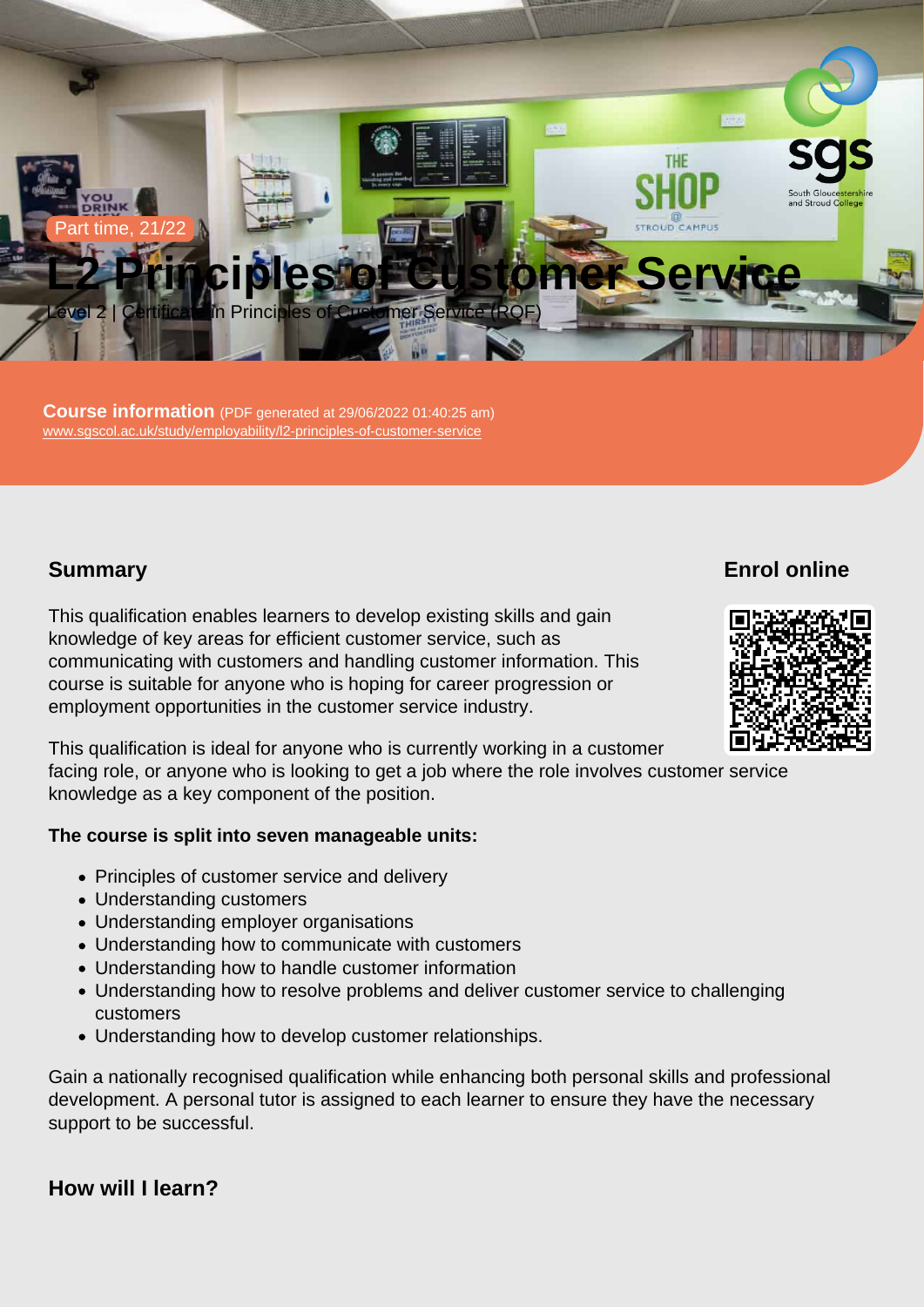Part time, 21/22

# L2 Principles of Customer Service

Level 2 | Certificate in Principles of Customer Service (RQF)

**Course information** (PDF generated at 29/06/2022 01:40:25 am)
www.sgscol.ac.uk/study/employability/l2-principles-of-customer-service

## Summary

This qualification enables learners to develop existing skills and gain knowledge of key areas for efficient customer service, such as communicating with customers and handling customer information. This course is suitable for anyone who is hoping for career progression or employment opportunities in the customer service industry.

This qualification is ideal for anyone who is currently working in a customer facing role, or anyone who is looking to get a job where the role involves customer service knowledge as a key component of the position.

**The course is split into seven manageable units:**

- Principles of customer service and delivery
- Understanding customers
- Understanding employer organisations
- Understanding how to communicate with customers
- Understanding how to handle customer information
- Understanding how to resolve problems and deliver customer service to challenging customers
- Understanding how to develop customer relationships.

Gain a nationally recognised qualification while enhancing both personal skills and professional development. A personal tutor is assigned to each learner to ensure they have the necessary support to be successful.

## Enrol online

## How will I learn?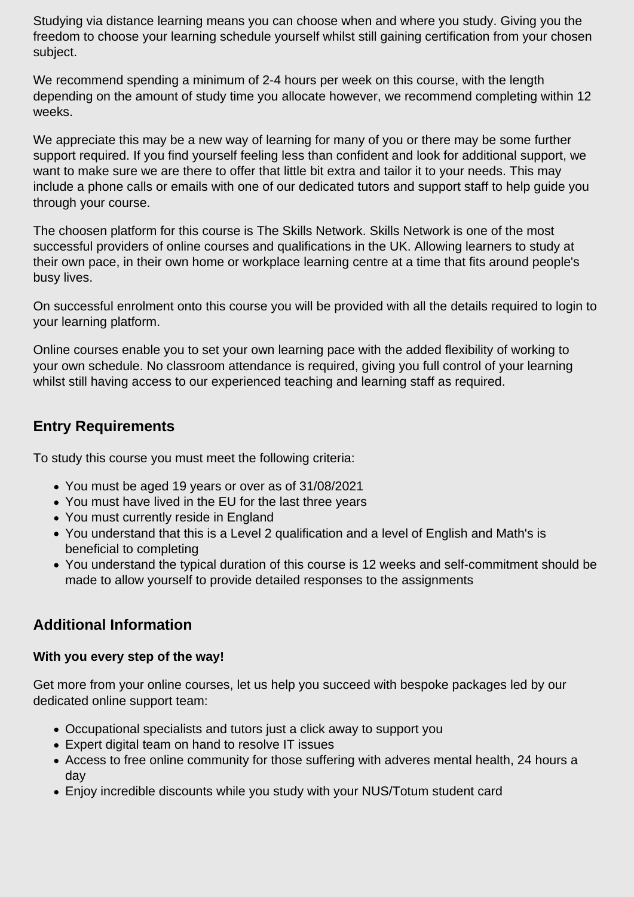Studying via distance learning means you can choose when and where you study. Giving you the freedom to choose your learning schedule yourself whilst still gaining certification from your chosen subject.

We recommend spending a minimum of 2-4 hours per week on this course, with the length depending on the amount of study time you allocate however, we recommend completing within 12 weeks.

We appreciate this may be a new way of learning for many of you or there may be some further support required. If you find yourself feeling less than confident and look for additional support, we want to make sure we are there to offer that little bit extra and tailor it to your needs. This may include a phone calls or emails with one of our dedicated tutors and support staff to help guide you through your course.

The choosen platform for this course is The Skills Network. Skills Network is one of the most successful providers of online courses and qualifications in the UK. Allowing learners to study at their own pace, in their own home or workplace learning centre at a time that fits around people's busy lives.

On successful enrolment onto this course you will be provided with all the details required to login to your learning platform.

Online courses enable you to set your own learning pace with the added flexibility of working to your own schedule. No classroom attendance is required, giving you full control of your learning whilst still having access to our experienced teaching and learning staff as required.

## Entry Requirements

To study this course you must meet the following criteria:

- You must be aged 19 years or over as of 31/08/2021
- You must have lived in the EU for the last three years
- You must currently reside in England
- You understand that this is a Level 2 qualification and a level of English and Math's is beneficial to completing
- You understand the typical duration of this course is 12 weeks and self-commitment should be made to allow yourself to provide detailed responses to the assignments

## Additional Information

**With you every step of the way!**

Get more from your online courses, let us help you succeed with bespoke packages led by our dedicated online support team:

- Occupational specialists and tutors just a click away to support you
- Expert digital team on hand to resolve IT issues
- Access to free online community for those suffering with adveres mental health, 24 hours a day
- Enjoy incredible discounts while you study with your NUS/Totum student card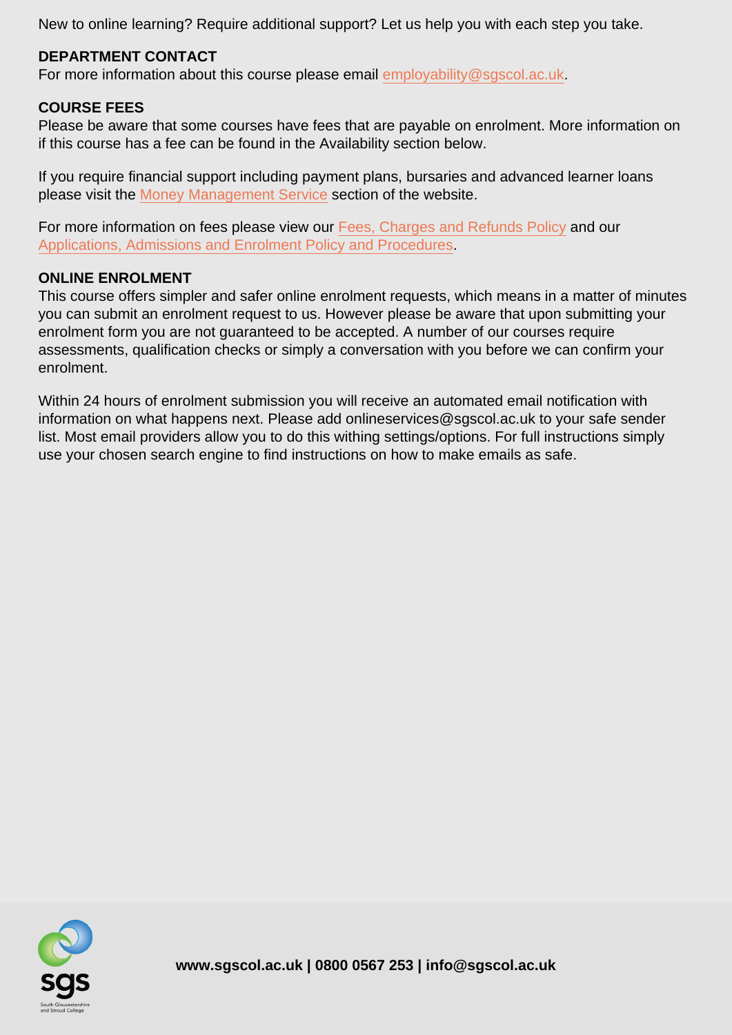New to online learning? Require additional support? Let us help you with each step you take.

**DEPARTMENT CONTACT**

For more information about this course please email employability@sgscol.ac.uk.

**COURSE FEES**

Please be aware that some courses have fees that are payable on enrolment. More information on if this course has a fee can be found in the Availability section below.

If you require financial support including payment plans, bursaries and advanced learner loans please visit the Money Management Service section of the website.

For more information on fees please view our Fees, Charges and Refunds Policy and our Applications, Admissions and Enrolment Policy and Procedures.

**ONLINE ENROLMENT**

This course offers simpler and safer online enrolment requests, which means in a matter of minutes you can submit an enrolment request to us. However please be aware that upon submitting your enrolment form you are not guaranteed to be accepted. A number of our courses require assessments, qualification checks or simply a conversation with you before we can confirm your enrolment.

Within 24 hours of enrolment submission you will receive an automated email notification with information on what happens next. Please add onlineservices@sgscol.ac.uk to your safe sender list. Most email providers allow you to do this withing settings/options. For full instructions simply use your chosen search engine to find instructions on how to make emails as safe.

**www.sgscol.ac.uk | 0800 0567 253 | info@sgscol.ac.uk**